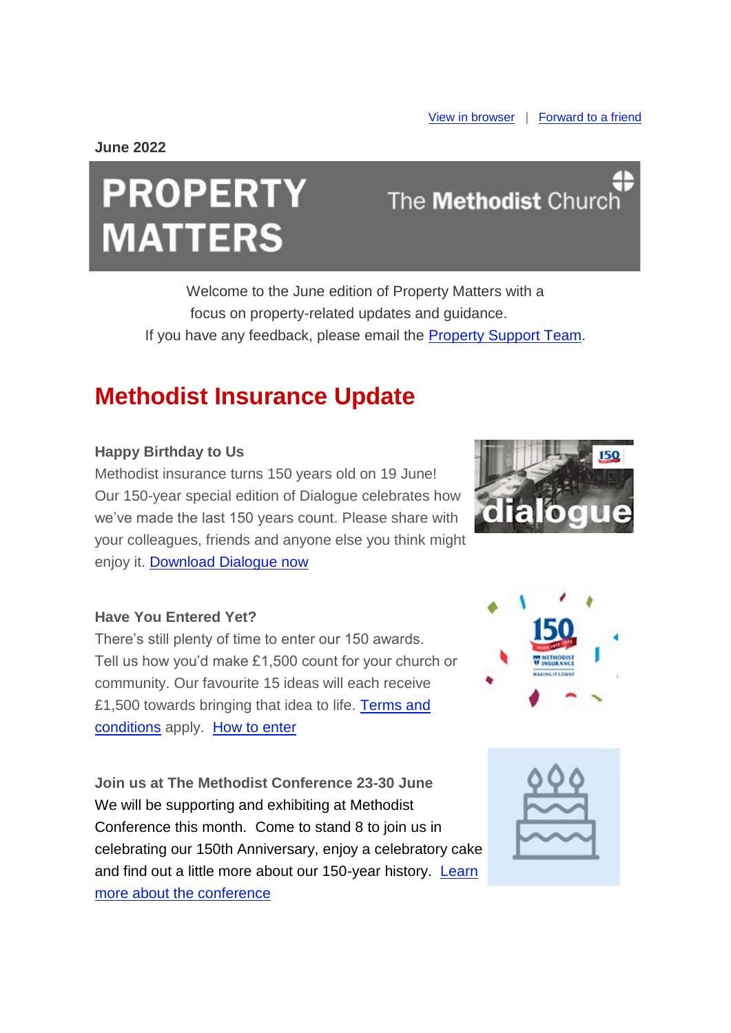View in browser | Forward to a friend

**June 2022**

# PROPERTY MATTERS

The Methodist Church

Welcome to the June edition of Property Matters with a focus on property-related updates and guidance.
If you have any feedback, please email the Property Support Team.

## Methodist Insurance Update

**Happy Birthday to Us**
Methodist insurance turns 150 years old on 19 June! Our 150-year special edition of Dialogue celebrates how we've made the last 150 years count. Please share with your colleagues, friends and anyone else you think might enjoy it. Download Dialogue now

**Have You Entered Yet?**
There's still plenty of time to enter our 150 awards. Tell us how you'd make £1,500 count for your church or community. Our favourite 15 ideas will each receive £1,500 towards bringing that idea to life. Terms and conditions apply. How to enter

**Join us at The Methodist Conference 23-30 June**
We will be supporting and exhibiting at Methodist Conference this month. Come to stand 8 to join us in celebrating our 150th Anniversary, enjoy a celebratory cake and find out a little more about our 150-year history. Learn more about the conference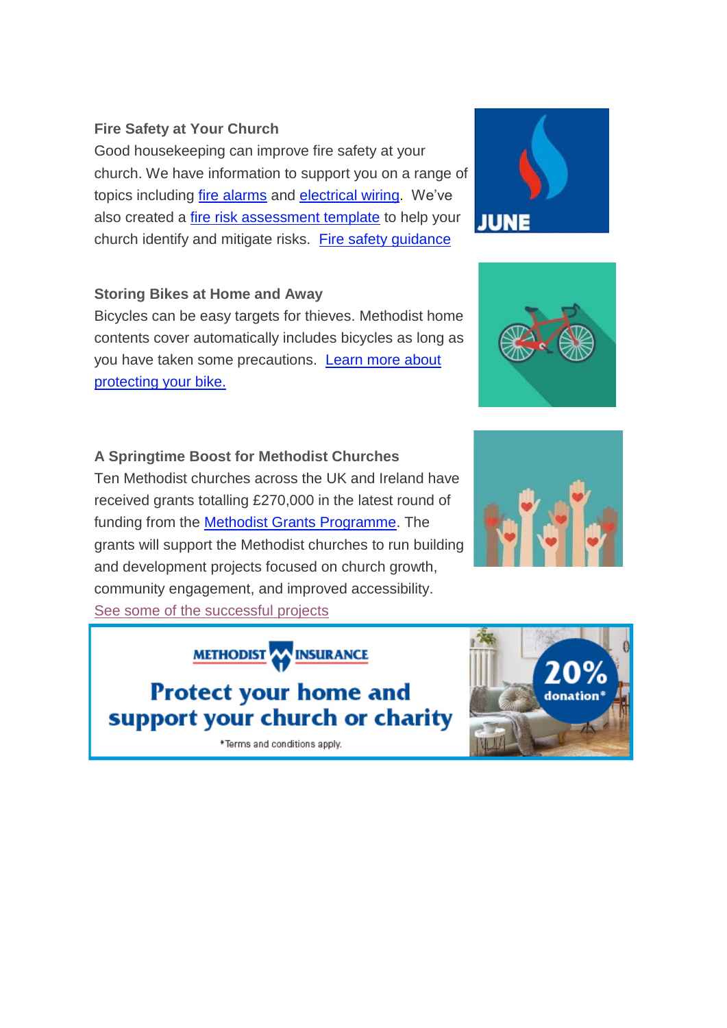**Fire Safety at Your Church**

Good housekeeping can improve fire safety at your church. We have information to support you on a range of topics including fire alarms and electrical wiring. We've also created a fire risk assessment template to help your church identify and mitigate risks. Fire safety guidance

**Storing Bikes at Home and Away**

Bicycles can be easy targets for thieves. Methodist home contents cover automatically includes bicycles as long as you have taken some precautions. Learn more about protecting your bike.

**A Springtime Boost for Methodist Churches**

Ten Methodist churches across the UK and Ireland have received grants totalling £270,000 in the latest round of funding from the Methodist Grants Programme. The grants will support the Methodist churches to run building and development projects focused on church growth, community engagement, and improved accessibility.

See some of the successful projects

METHODIST INSURANCE

**Protect your home and support your church or charity**

20% donation*

*Terms and conditions apply.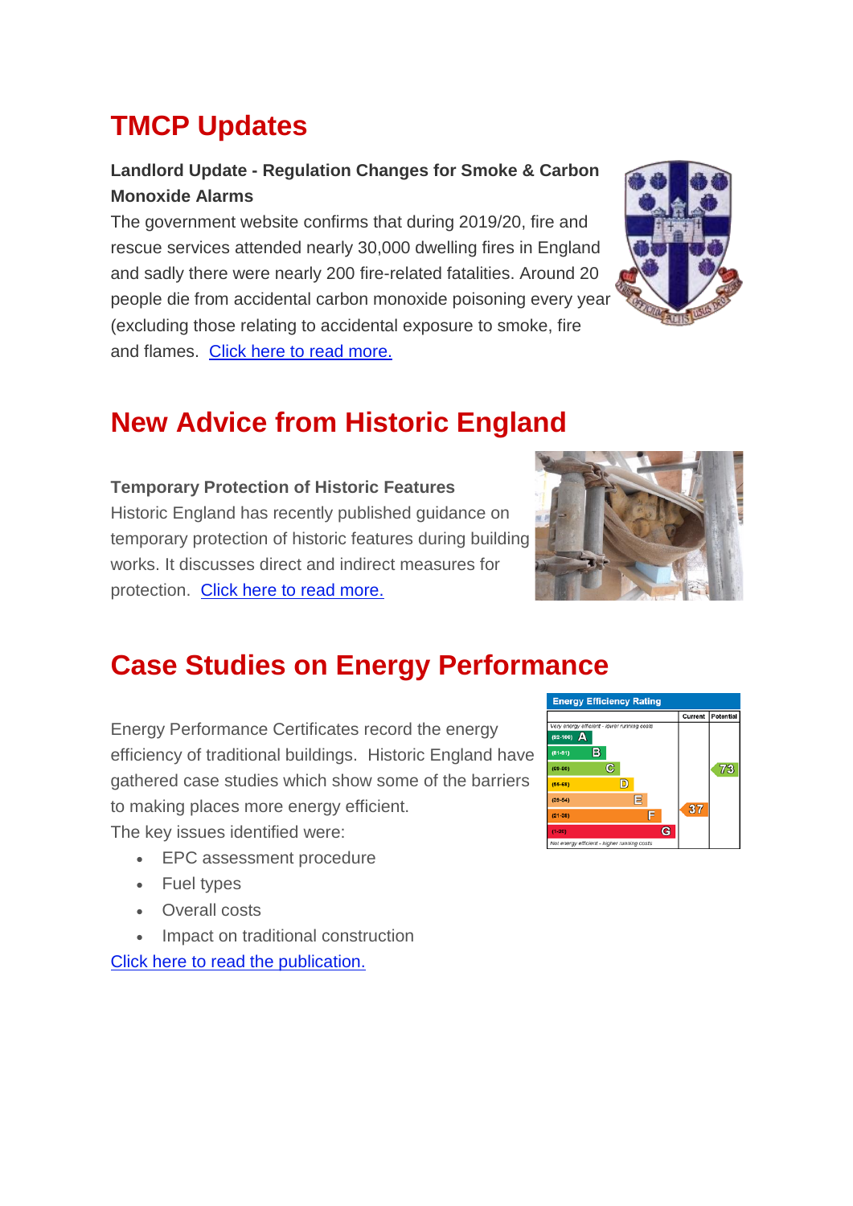# TMCP Updates

**Landlord Update - Regulation Changes for Smoke & Carbon Monoxide Alarms**

The government website confirms that during 2019/20, fire and rescue services attended nearly 30,000 dwelling fires in England and sadly there were nearly 200 fire-related fatalities. Around 20 people die from accidental carbon monoxide poisoning every year (excluding those relating to accidental exposure to smoke, fire and flames. [Click here to read more.]

# New Advice from Historic England

**Temporary Protection of Historic Features**

Historic England has recently published guidance on temporary protection of historic features during building works. It discusses direct and indirect measures for protection. [Click here to read more.]

# Case Studies on Energy Performance

Energy Performance Certificates record the energy efficiency of traditional buildings. Historic England have gathered case studies which show some of the barriers to making places more energy efficient.

The key issues identified were:

- EPC assessment procedure
- Fuel types
- Overall costs
- Impact on traditional construction

[Click here to read the publication.]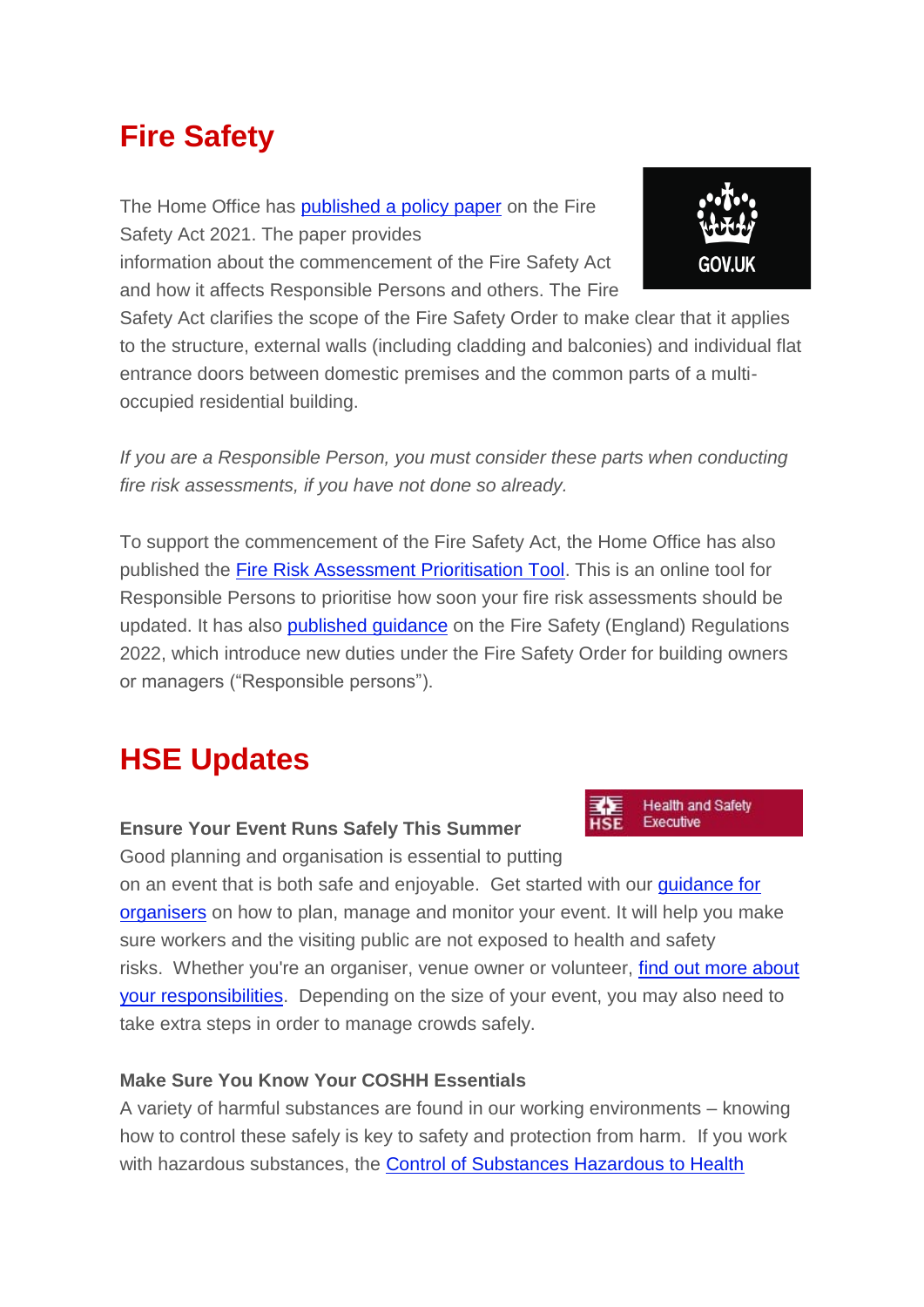# Fire Safety

The Home Office has published a policy paper on the Fire Safety Act 2021. The paper provides information about the commencement of the Fire Safety Act and how it affects Responsible Persons and others. The Fire Safety Act clarifies the scope of the Fire Safety Order to make clear that it applies to the structure, external walls (including cladding and balconies) and individual flat entrance doors between domestic premises and the common parts of a multi-occupied residential building.

*If you are a Responsible Person, you must consider these parts when conducting fire risk assessments, if you have not done so already.*

To support the commencement of the Fire Safety Act, the Home Office has also published the Fire Risk Assessment Prioritisation Tool. This is an online tool for Responsible Persons to prioritise how soon your fire risk assessments should be updated. It has also published guidance on the Fire Safety (England) Regulations 2022, which introduce new duties under the Fire Safety Order for building owners or managers ("Responsible persons").

# HSE Updates

**Ensure Your Event Runs Safely This Summer**

Good planning and organisation is essential to putting on an event that is both safe and enjoyable. Get started with our guidance for organisers on how to plan, manage and monitor your event. It will help you make sure workers and the visiting public are not exposed to health and safety risks. Whether you're an organiser, venue owner or volunteer, find out more about your responsibilities. Depending on the size of your event, you may also need to take extra steps in order to manage crowds safely.

**Make Sure You Know Your COSHH Essentials**

A variety of harmful substances are found in our working environments – knowing how to control these safely is key to safety and protection from harm. If you work with hazardous substances, the Control of Substances Hazardous to Health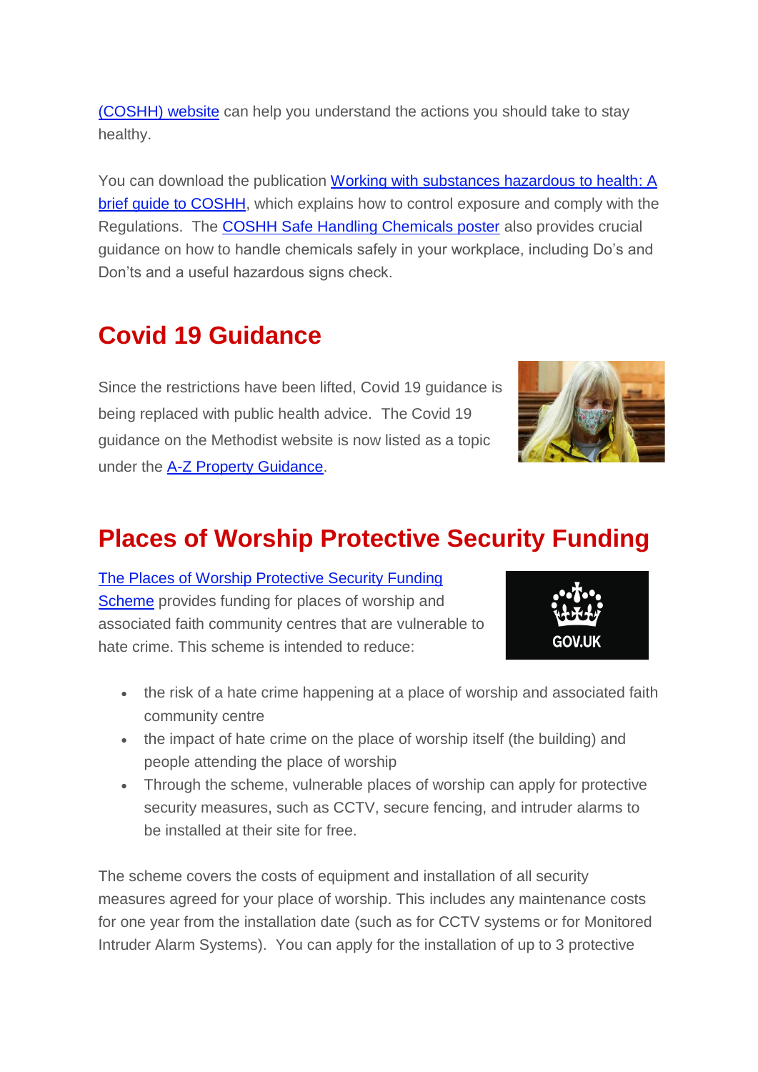(COSHH) website can help you understand the actions you should take to stay healthy.

You can download the publication Working with substances hazardous to health: A brief guide to COSHH, which explains how to control exposure and comply with the Regulations.  The COSHH Safe Handling Chemicals poster also provides crucial guidance on how to handle chemicals safely in your workplace, including Do's and Don'ts and a useful hazardous signs check.

## Covid 19 Guidance

Since the restrictions have been lifted, Covid 19 guidance is being replaced with public health advice.  The Covid 19 guidance on the Methodist website is now listed as a topic under the A-Z Property Guidance.

## Places of Worship Protective Security Funding

The Places of Worship Protective Security Funding Scheme provides funding for places of worship and associated faith community centres that are vulnerable to hate crime. This scheme is intended to reduce:

- the risk of a hate crime happening at a place of worship and associated faith community centre
- the impact of hate crime on the place of worship itself (the building) and people attending the place of worship
- Through the scheme, vulnerable places of worship can apply for protective security measures, such as CCTV, secure fencing, and intruder alarms to be installed at their site for free.

The scheme covers the costs of equipment and installation of all security measures agreed for your place of worship. This includes any maintenance costs for one year from the installation date (such as for CCTV systems or for Monitored Intruder Alarm Systems).  You can apply for the installation of up to 3 protective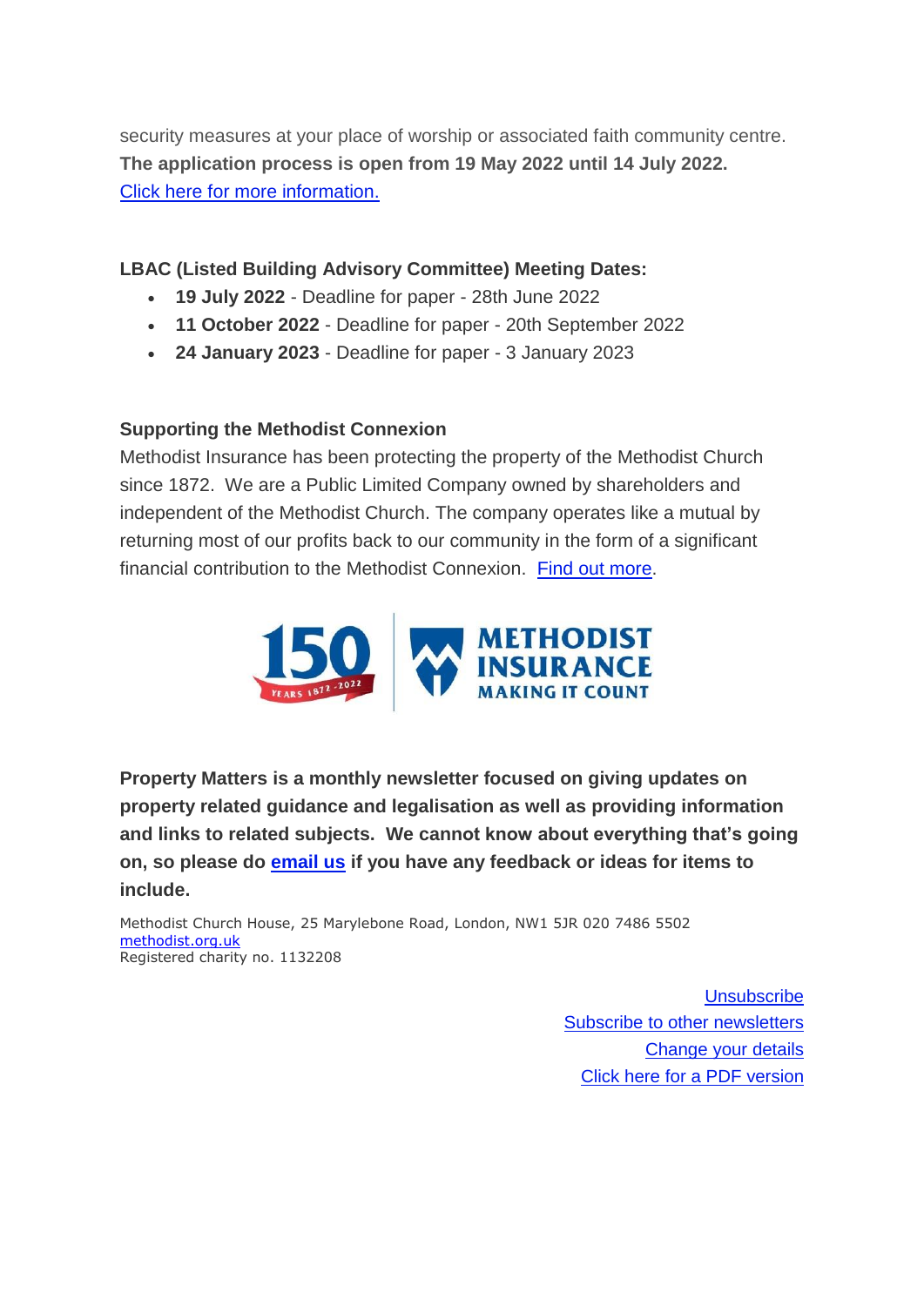security measures at your place of worship or associated faith community centre. **The application process is open from 19 May 2022 until 14 July 2022.** [Click here for more information.]

**LBAC (Listed Building Advisory Committee) Meeting Dates:**

- **19 July 2022** - Deadline for paper - 28th June 2022
- **11 October 2022** - Deadline for paper - 20th September 2022
- **24 January 2023** - Deadline for paper - 3 January 2023

**Supporting the Methodist Connexion**

Methodist Insurance has been protecting the property of the Methodist Church since 1872. We are a Public Limited Company owned by shareholders and independent of the Methodist Church. The company operates like a mutual by returning most of our profits back to our community in the form of a significant financial contribution to the Methodist Connexion. Find out more.

150 YEARS 1872 - 2022 METHODIST INSURANCE MAKING IT COUNT

**Property Matters is a monthly newsletter focused on giving updates on property related guidance and legalisation as well as providing information and links to related subjects. We cannot know about everything that's going on, so please do email us if you have any feedback or ideas for items to include.**

Methodist Church House, 25 Marylebone Road, London, NW1 5JR 020 7486 5502
methodist.org.uk
Registered charity no. 1132208

Unsubscribe
Subscribe to other newsletters
Change your details
Click here for a PDF version